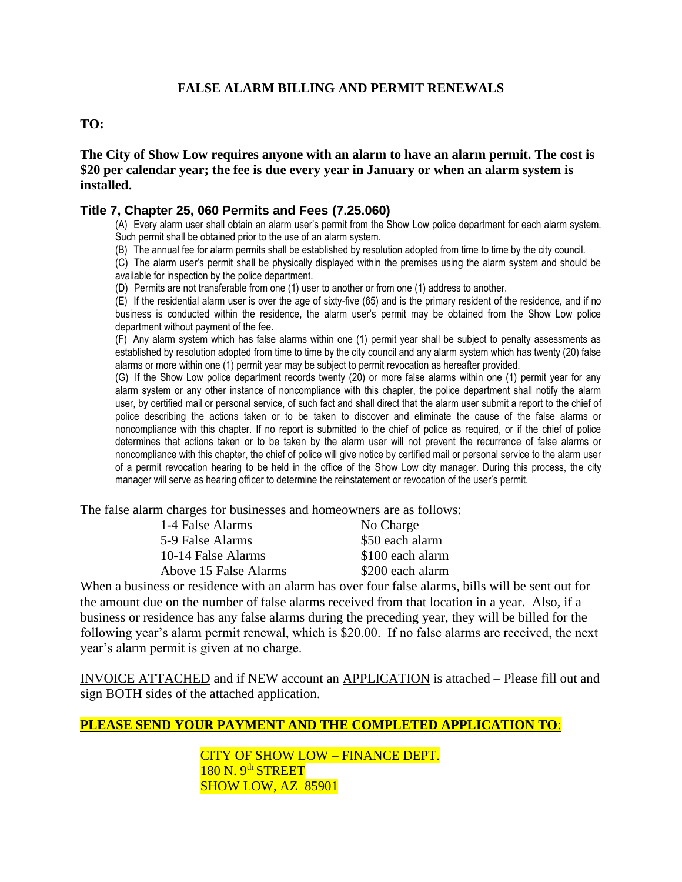# FALSE ALARM BILLING AND PERMIT RENEWALS

**TO:**

**The City of Show Low requires anyone with an alarm to have an alarm permit. The cost is $20 per calendar year; the fee is due every year in January or when an alarm system is installed.**

## Title 7, Chapter 25, 060 Permits and Fees (7.25.060)

(A) Every alarm user shall obtain an alarm user's permit from the Show Low police department for each alarm system. Such permit shall be obtained prior to the use of an alarm system.

(B) The annual fee for alarm permits shall be established by resolution adopted from time to time by the city council.

(C) The alarm user's permit shall be physically displayed within the premises using the alarm system and should be available for inspection by the police department.

(D) Permits are not transferable from one (1) user to another or from one (1) address to another.

(E) If the residential alarm user is over the age of sixty-five (65) and is the primary resident of the residence, and if no business is conducted within the residence, the alarm user's permit may be obtained from the Show Low police department without payment of the fee.

(F) Any alarm system which has false alarms within one (1) permit year shall be subject to penalty assessments as established by resolution adopted from time to time by the city council and any alarm system which has twenty (20) false alarms or more within one (1) permit year may be subject to permit revocation as hereafter provided.

(G) If the Show Low police department records twenty (20) or more false alarms within one (1) permit year for any alarm system or any other instance of noncompliance with this chapter, the police department shall notify the alarm user, by certified mail or personal service, of such fact and shall direct that the alarm user submit a report to the chief of police describing the actions taken or to be taken to discover and eliminate the cause of the false alarms or noncompliance with this chapter. If no report is submitted to the chief of police as required, or if the chief of police determines that actions taken or to be taken by the alarm user will not prevent the recurrence of false alarms or noncompliance with this chapter, the chief of police will give notice by certified mail or personal service to the alarm user of a permit revocation hearing to be held in the office of the Show Low city manager. During this process, the city manager will serve as hearing officer to determine the reinstatement or revocation of the user's permit.

The false alarm charges for businesses and homeowners are as follows:

| | |
|---|---|
| 1-4 False Alarms | No Charge |
| 5-9 False Alarms | $50 each alarm |
| 10-14 False Alarms | $100 each alarm |
| Above 15 False Alarms | $200 each alarm |

When a business or residence with an alarm has over four false alarms, bills will be sent out for the amount due on the number of false alarms received from that location in a year. Also, if a business or residence has any false alarms during the preceding year, they will be billed for the following year's alarm permit renewal, which is $20.00. If no false alarms are received, the next year's alarm permit is given at no charge.

INVOICE ATTACHED and if NEW account an APPLICATION is attached – Please fill out and sign BOTH sides of the attached application.

**PLEASE SEND YOUR PAYMENT AND THE COMPLETED APPLICATION TO:**

CITY OF SHOW LOW – FINANCE DEPT.
180 N. 9th STREET
SHOW LOW, AZ 85901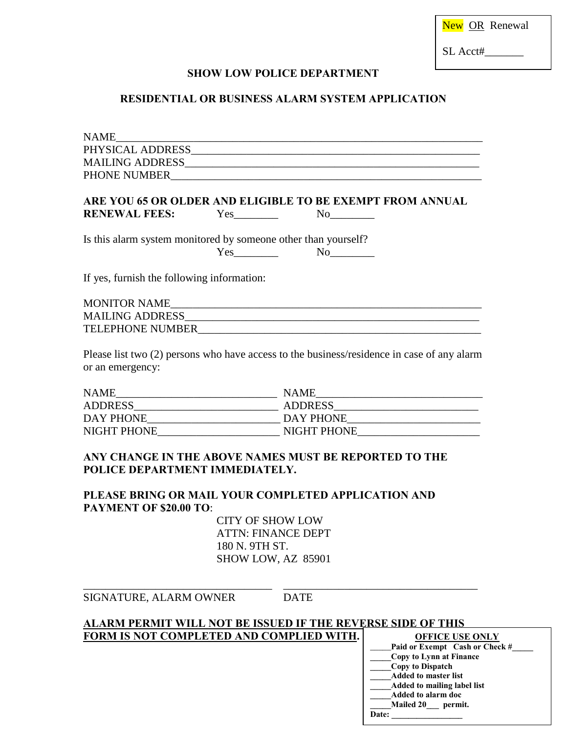New OR Renewal

SL Acct#_______

**SHOW LOW POLICE DEPARTMENT**

**RESIDENTIAL OR BUSINESS ALARM SYSTEM APPLICATION**

NAME_______________________________________________________________

PHYSICAL ADDRESS___________________________________________________

MAILING ADDRESS____________________________________________________

PHONE NUMBER______________________________________________________

**ARE YOU 65 OR OLDER AND ELIGIBLE TO BE EXEMPT FROM ANNUAL RENEWAL FEES:** Yes________ No________

Is this alarm system monitored by someone other than yourself?
Yes________ No________

If yes, furnish the following information:

MONITOR NAME_____________________________________________________

MAILING ADDRESS___________________________________________________

TELEPHONE NUMBER_________________________________________________

Please list two (2) persons who have access to the business/residence in case of any alarm or an emergency:

| | |
|---|---|
| NAME_____________________________ | NAME______________________________ |
| ADDRESS__________________________ | ADDRESS___________________________ |
| DAY PHONE________________________ | DAY PHONE_________________________ |
| NIGHT PHONE______________________ | NIGHT PHONE_______________________ |

**ANY CHANGE IN THE ABOVE NAMES MUST BE REPORTED TO THE POLICE DEPARTMENT IMMEDIATELY.**

**PLEASE BRING OR MAIL YOUR COMPLETED APPLICATION AND PAYMENT OF $20.00 TO**:

CITY OF SHOW LOW
ATTN: FINANCE DEPT
180 N. 9TH ST.
SHOW LOW, AZ 85901

___________________________________ ___________________________________
SIGNATURE, ALARM OWNER DATE

**ALARM PERMIT WILL NOT BE ISSUED IF THE REVERSE SIDE OF THIS FORM IS NOT COMPLETED AND COMPLIED WITH.**

**OFFICE USE ONLY**

**_____Paid or Exempt Cash or Check #_____**
**_____Copy to Lynn at Finance**
**_____Copy to Dispatch**
**_____Added to master list**
**_____Added to mailing label list**
**_____Added to alarm doc**
**_____Mailed 20___ permit.**
**Date: ________________**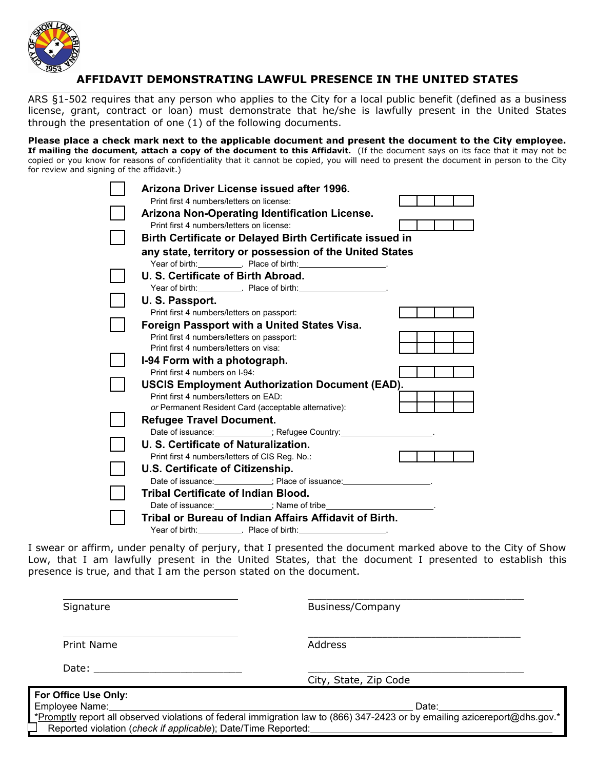# AFFIDAVIT DEMONSTRATING LAWFUL PRESENCE IN THE UNITED STATES

ARS §1-502 requires that any person who applies to the City for a local public benefit (defined as a business license, grant, contract or loan) must demonstrate that he/she is lawfully present in the United States through the presentation of one (1) of the following documents.

**Please place a check mark next to the applicable document and present the document to the City employee. If mailing the document, attach a copy of the document to this Affidavit.** (If the document says on its face that it may not be copied or you know for reasons of confidentiality that it cannot be copied, you will need to present the document in person to the City for review and signing of the affidavit.)

- ☐ **Arizona Driver License issued after 1996.**
  Print first 4 numbers/letters on license: ☐☐☐☐
- ☐ **Arizona Non-Operating Identification License.**
  Print first 4 numbers/letters on license: ☐☐☐☐
- ☐ **Birth Certificate or Delayed Birth Certificate issued in any state, territory or possession of the United States**
  Year of birth:\_\_\_\_\_\_\_\_\_\_. Place of birth:\_\_\_\_\_\_\_\_\_\_\_\_\_\_\_\_\_\_\_\_.
- ☐ **U. S. Certificate of Birth Abroad.**
  Year of birth:\_\_\_\_\_\_\_\_\_\_. Place of birth:\_\_\_\_\_\_\_\_\_\_\_\_\_\_\_\_\_\_\_\_.
- ☐ **U. S. Passport.**
  Print first 4 numbers/letters on passport: ☐☐☐☐
- ☐ **Foreign Passport with a United States Visa.**
  Print first 4 numbers/letters on passport: ☐☐☐☐
  Print first 4 numbers/letters on visa: ☐☐☐☐
- ☐ **I-94 Form with a photograph.**
  Print first 4 numbers on I-94: ☐☐☐☐
- ☐ **USCIS Employment Authorization Document (EAD).**
  Print first 4 numbers/letters on EAD: ☐☐☐☐
  *or* Permanent Resident Card (acceptable alternative): ☐☐☐☐
- ☐ **Refugee Travel Document.**
  Date of issuance:\_\_\_\_\_\_\_\_\_\_\_\_\_; Refugee Country:\_\_\_\_\_\_\_\_\_\_\_\_\_\_\_\_\_\_\_\_.
- ☐ **U. S. Certificate of Naturalization.**
  Print first 4 numbers/letters of CIS Reg. No.: ☐☐☐☐
- ☐ **U.S. Certificate of Citizenship.**
  Date of issuance:\_\_\_\_\_\_\_\_\_\_\_\_\_; Place of issuance:\_\_\_\_\_\_\_\_\_\_\_\_\_\_\_\_\_\_\_\_.
- ☐ **Tribal Certificate of Indian Blood.**
  Date of issuance:\_\_\_\_\_\_\_\_\_\_\_\_\_; Name of tribe\_\_\_\_\_\_\_\_\_\_\_\_\_\_\_\_\_\_\_\_\_\_\_\_.
- ☐ **Tribal or Bureau of Indian Affairs Affidavit of Birth.**
  Year of birth:\_\_\_\_\_\_\_\_\_\_. Place of birth:\_\_\_\_\_\_\_\_\_\_\_\_\_\_\_\_\_\_\_\_.

I swear or affirm, under penalty of perjury, that I presented the document marked above to the City of Show Low, that I am lawfully present in the United States, that the document I presented to establish this presence is true, and that I am the person stated on the document.

\_\_\_\_\_\_\_\_\_\_\_\_\_\_\_\_\_\_\_\_\_\_\_\_\_\_\_\_\_\_
Signature

\_\_\_\_\_\_\_\_\_\_\_\_\_\_\_\_\_\_\_\_\_\_\_\_\_\_\_\_\_\_
Business/Company

\_\_\_\_\_\_\_\_\_\_\_\_\_\_\_\_\_\_\_\_\_\_\_\_\_\_\_\_\_\_
Print Name

\_\_\_\_\_\_\_\_\_\_\_\_\_\_\_\_\_\_\_\_\_\_\_\_\_\_\_\_\_\_
Address

Date: \_\_\_\_\_\_\_\_\_\_\_\_\_\_\_\_\_\_\_\_\_\_\_\_\_

\_\_\_\_\_\_\_\_\_\_\_\_\_\_\_\_\_\_\_\_\_\_\_\_\_\_\_\_\_\_
City, State, Zip Code

**For Office Use Only:**
Employee Name:\_\_\_\_\_\_\_\_\_\_\_\_\_\_\_\_\_\_\_\_\_\_\_\_\_\_\_\_\_\_\_\_\_\_\_\_\_\_\_\_ Date:\_\_\_\_\_\_\_\_\_\_\_\_\_\_\_\_\_\_\_\_
\*Promptly report all observed violations of federal immigration law to (866) 347-2423 or by emailing azicereport@dhs.gov.\*
☐ Reported violation (*check if applicable*); Date/Time Reported:\_\_\_\_\_\_\_\_\_\_\_\_\_\_\_\_\_\_\_\_\_\_\_\_\_\_\_\_\_\_\_\_\_\_\_\_\_\_\_\_